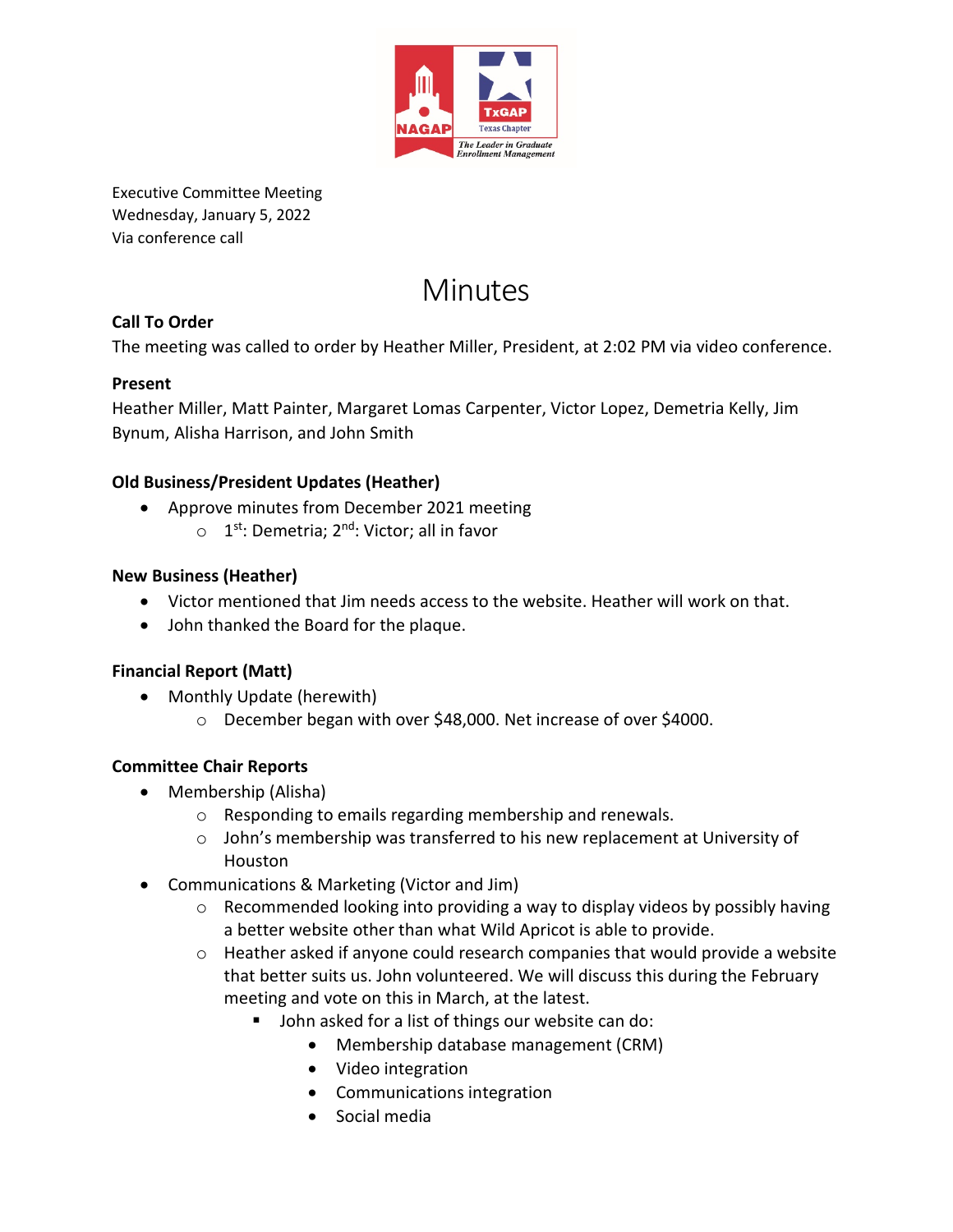Executive Committee Meeting
Wednesday, January 5, 2022
Via conference call

# Minutes

### Call To Order

The meeting was called to order by Heather Miller, President, at 2:02 PM via video conference.

### Present

Heather Miller, Matt Painter, Margaret Lomas Carpenter, Victor Lopez, Demetria Kelly, Jim Bynum, Alisha Harrison, and John Smith

### Old Business/President Updates (Heather)

- Approve minutes from December 2021 meeting
  - 1st: Demetria; 2nd: Victor; all in favor

### New Business (Heather)

- Victor mentioned that Jim needs access to the website. Heather will work on that.
- John thanked the Board for the plaque.

### Financial Report (Matt)

- Monthly Update (herewith)
  - December began with over $48,000. Net increase of over $4000.

### Committee Chair Reports

- Membership (Alisha)
  - Responding to emails regarding membership and renewals.
  - John's membership was transferred to his new replacement at University of Houston
- Communications & Marketing (Victor and Jim)
  - Recommended looking into providing a way to display videos by possibly having a better website other than what Wild Apricot is able to provide.
  - Heather asked if anyone could research companies that would provide a website that better suits us. John volunteered. We will discuss this during the February meeting and vote on this in March, at the latest.
    - John asked for a list of things our website can do:
      - Membership database management (CRM)
      - Video integration
      - Communications integration
      - Social media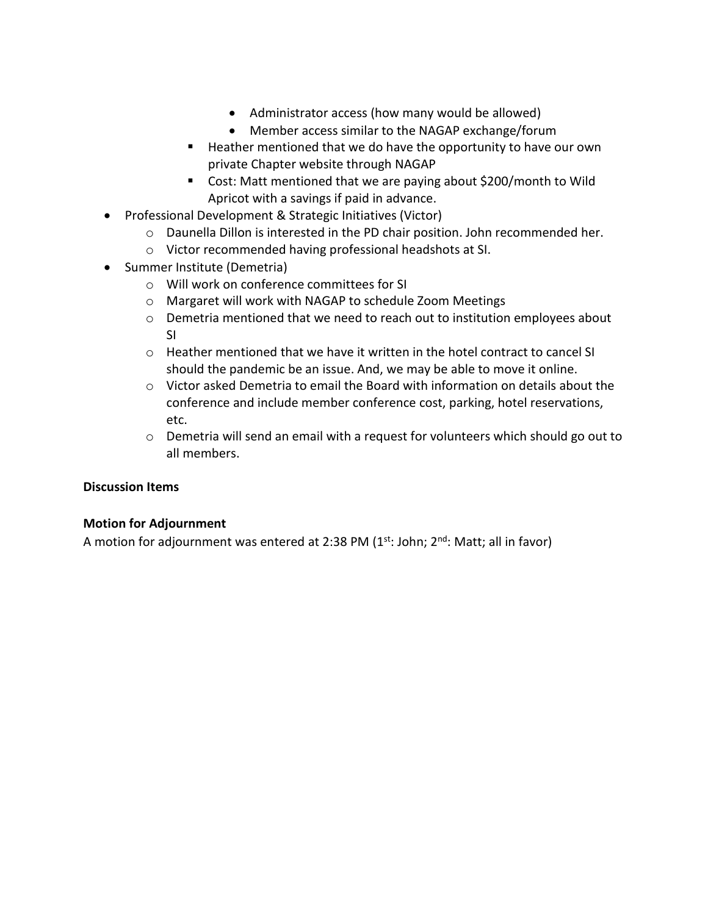- Administrator access (how many would be allowed)
        - Member access similar to the NAGAP exchange/forum
      - Heather mentioned that we do have the opportunity to have our own private Chapter website through NAGAP
      - Cost: Matt mentioned that we are paying about $200/month to Wild Apricot with a savings if paid in advance.
- Professional Development & Strategic Initiatives (Victor)
  - Daunella Dillon is interested in the PD chair position. John recommended her.
  - Victor recommended having professional headshots at SI.
- Summer Institute (Demetria)
  - Will work on conference committees for SI
  - Margaret will work with NAGAP to schedule Zoom Meetings
  - Demetria mentioned that we need to reach out to institution employees about SI
  - Heather mentioned that we have it written in the hotel contract to cancel SI should the pandemic be an issue. And, we may be able to move it online.
  - Victor asked Demetria to email the Board with information on details about the conference and include member conference cost, parking, hotel reservations, etc.
  - Demetria will send an email with a request for volunteers which should go out to all members.

**Discussion Items**

**Motion for Adjournment**

A motion for adjournment was entered at 2:38 PM (1st: John; 2nd: Matt; all in favor)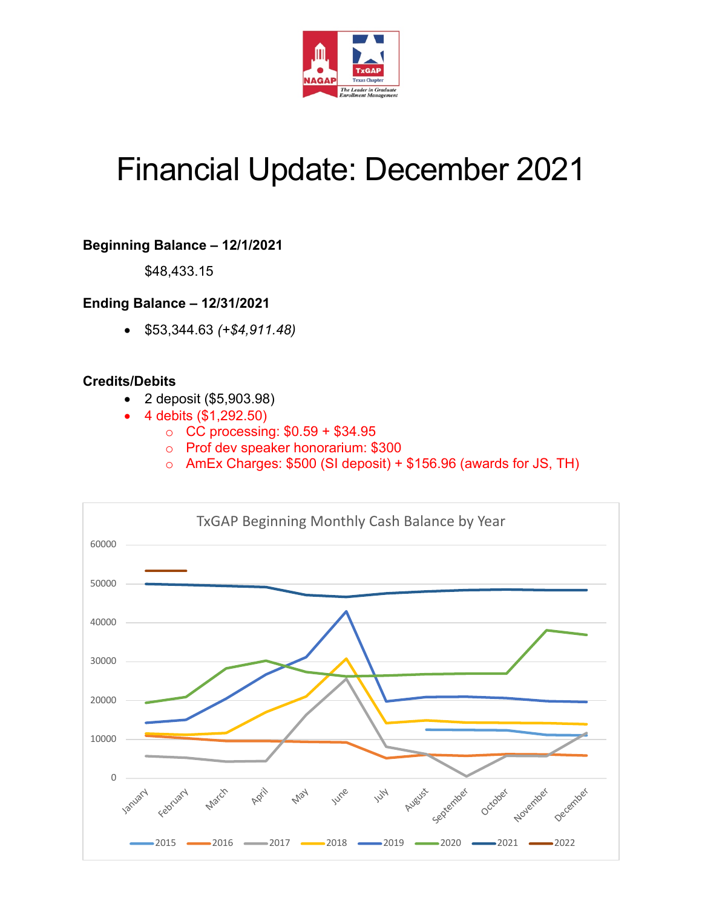# Financial Update: December 2021

**Beginning Balance – 12/1/2021**

$48,433.15

**Ending Balance – 12/31/2021**

- $53,344.63 *(+$4,911.48)*

**Credits/Debits**

- 2 deposit ($5,903.98)
- 4 debits ($1,292.50)
  - CC processing: $0.59 + $34.95
  - Prof dev speaker honorarium: $300
  - AmEx Charges: $500 (SI deposit) + $156.96 (awards for JS, TH)

TxGAP Beginning Monthly Cash Balance by Year

60000
50000
40000
30000
20000
10000
0

January
February
March
April
May
June
July
August
September
October
November
December

2015
2016
2017
2018
2019
2020
2021
2022